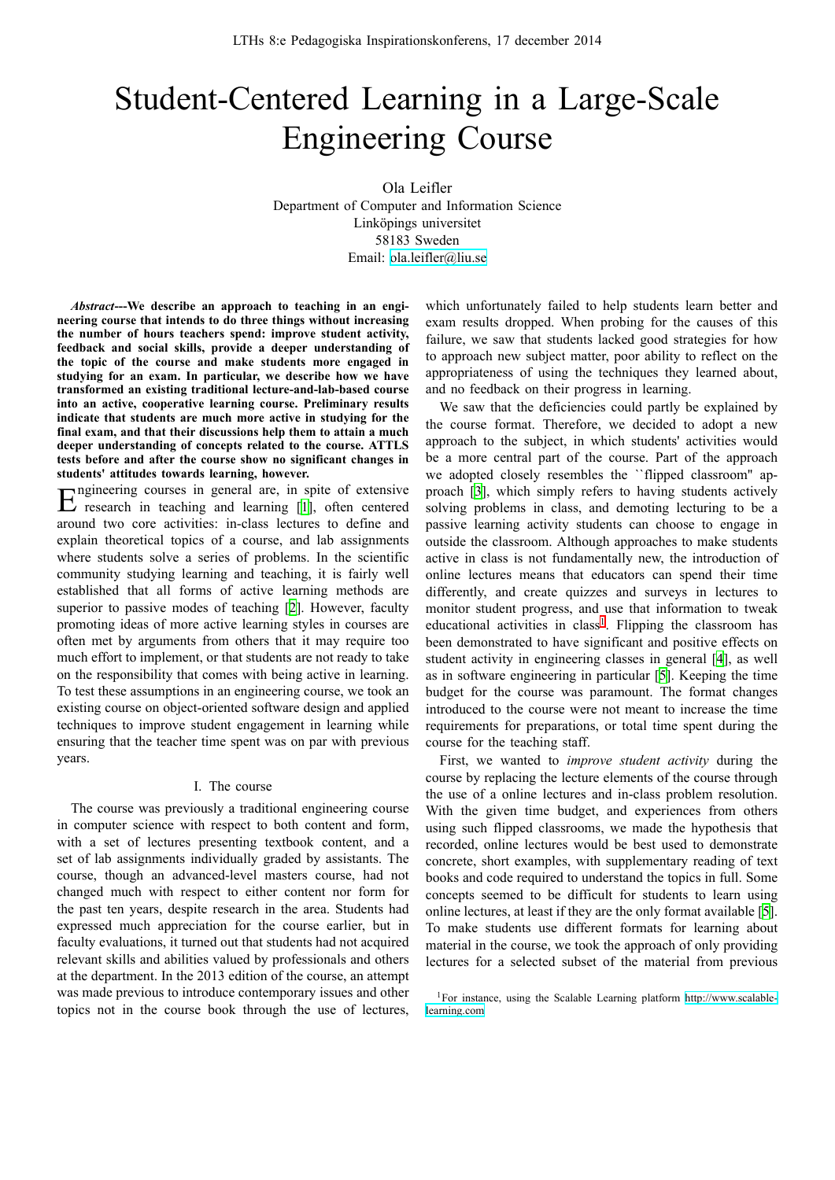# Student-Centered Learning in a Large-Scale Engineering Course

Ola Leifler
Department of Computer and Information Science
Linköpings universitet
58183 Sweden
Email: ola.leifler@liu.se

***Abstract*---We describe an approach to teaching in an engineering course that intends to do three things without increasing the number of hours teachers spend: improve student activity, feedback and social skills, provide a deeper understanding of the topic of the course and make students more engaged in studying for an exam. In particular, we describe how we have transformed an existing traditional lecture-and-lab-based course into an active, cooperative learning course. Preliminary results indicate that students are much more active in studying for the final exam, and that their discussions help them to attain a much deeper understanding of concepts related to the course. ATTLS tests before and after the course show no significant changes in students' attitudes towards learning, however.**

Engineering courses in general are, in spite of extensive research in teaching and learning [1], often centered around two core activities: in-class lectures to define and explain theoretical topics of a course, and lab assignments where students solve a series of problems. In the scientific community studying learning and teaching, it is fairly well established that all forms of active learning methods are superior to passive modes of teaching [2]. However, faculty promoting ideas of more active learning styles in courses are often met by arguments from others that it may require too much effort to implement, or that students are not ready to take on the responsibility that comes with being active in learning. To test these assumptions in an engineering course, we took an existing course on object-oriented software design and applied techniques to improve student engagement in learning while ensuring that the teacher time spent was on par with previous years.

## I. The course

The course was previously a traditional engineering course in computer science with respect to both content and form, with a set of lectures presenting textbook content, and a set of lab assignments individually graded by assistants. The course, though an advanced-level masters course, had not changed much with respect to either content nor form for the past ten years, despite research in the area. Students had expressed much appreciation for the course earlier, but in faculty evaluations, it turned out that students had not acquired relevant skills and abilities valued by professionals and others at the department. In the 2013 edition of the course, an attempt was made previous to introduce contemporary issues and other topics not in the course book through the use of lectures, which unfortunately failed to help students learn better and exam results dropped. When probing for the causes of this failure, we saw that students lacked good strategies for how to approach new subject matter, poor ability to reflect on the appropriateness of using the techniques they learned about, and no feedback on their progress in learning.

We saw that the deficiencies could partly be explained by the course format. Therefore, we decided to adopt a new approach to the subject, in which students' activities would be a more central part of the course. Part of the approach we adopted closely resembles the ``flipped classroom'' approach [3], which simply refers to having students actively solving problems in class, and demoting lecturing to be a passive learning activity students can choose to engage in outside the classroom. Although approaches to make students active in class is not fundamentally new, the introduction of online lectures means that educators can spend their time differently, and create quizzes and surveys in lectures to monitor student progress, and use that information to tweak educational activities in class[1]. Flipping the classroom has been demonstrated to have significant and positive effects on student activity in engineering classes in general [4], as well as in software engineering in particular [5]. Keeping the time budget for the course was paramount. The format changes introduced to the course were not meant to increase the time requirements for preparations, or total time spent during the course for the teaching staff.

First, we wanted to *improve student activity* during the course by replacing the lecture elements of the course through the use of a online lectures and in-class problem resolution. With the given time budget, and experiences from others using such flipped classrooms, we made the hypothesis that recorded, online lectures would be best used to demonstrate concrete, short examples, with supplementary reading of text books and code required to understand the topics in full. Some concepts seemed to be difficult for students to learn using online lectures, at least if they are the only format available [5]. To make students use different formats for learning about material in the course, we took the approach of only providing lectures for a selected subset of the material from previous

[1] For instance, using the Scalable Learning platform http://www.scalable-learning.com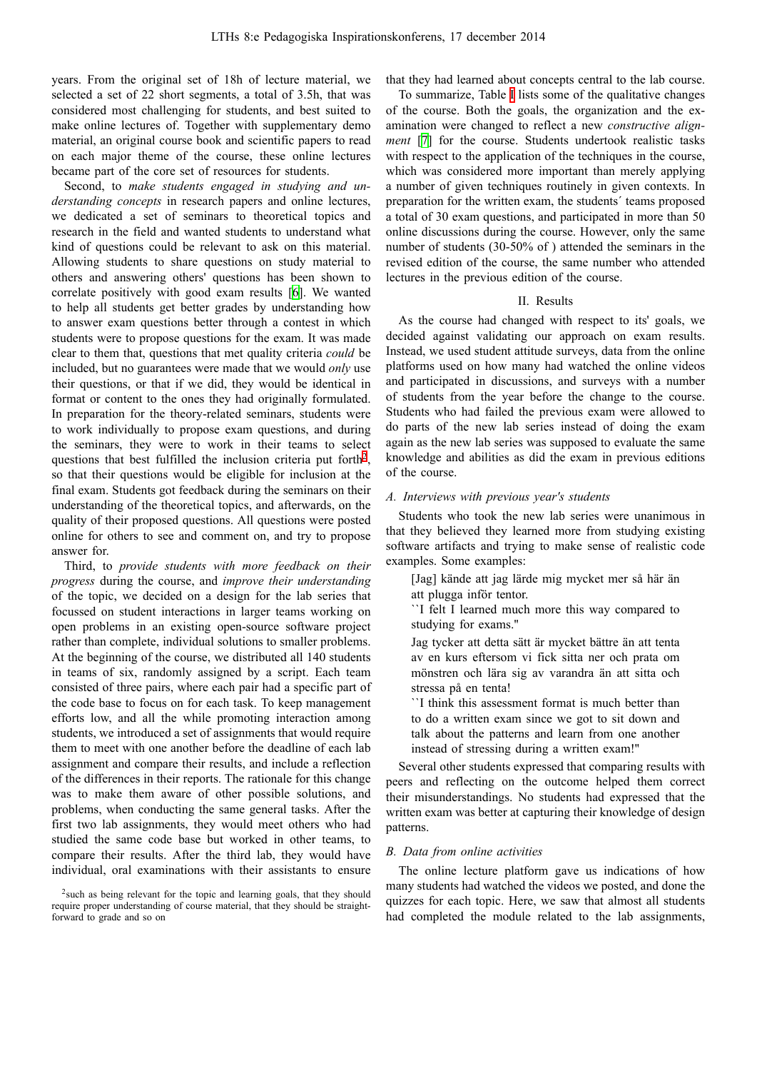years. From the original set of 18h of lecture material, we selected a set of 22 short segments, a total of 3.5h, that was considered most challenging for students, and best suited to make online lectures of. Together with supplementary demo material, an original course book and scientific papers to read on each major theme of the course, these online lectures became part of the core set of resources for students.

Second, to *make students engaged in studying and understanding concepts* in research papers and online lectures, we dedicated a set of seminars to theoretical topics and research in the field and wanted students to understand what kind of questions could be relevant to ask on this material. Allowing students to share questions on study material to others and answering others' questions has been shown to correlate positively with good exam results [6]. We wanted to help all students get better grades by understanding how to answer exam questions better through a contest in which students were to propose questions for the exam. It was made clear to them that, questions that met quality criteria *could* be included, but no guarantees were made that we would *only* use their questions, or that if we did, they would be identical in format or content to the ones they had originally formulated. In preparation for the theory-related seminars, students were to work individually to propose exam questions, and during the seminars, they were to work in their teams to select questions that best fulfilled the inclusion criteria put forth[2], so that their questions would be eligible for inclusion at the final exam. Students got feedback during the seminars on their understanding of the theoretical topics, and afterwards, on the quality of their proposed questions. All questions were posted online for others to see and comment on, and try to propose answer for.

Third, to *provide students with more feedback on their progress* during the course, and *improve their understanding* of the topic, we decided on a design for the lab series that focussed on student interactions in larger teams working on open problems in an existing open-source software project rather than complete, individual solutions to smaller problems. At the beginning of the course, we distributed all 140 students in teams of six, randomly assigned by a script. Each team consisted of three pairs, where each pair had a specific part of the code base to focus on for each task. To keep management efforts low, and all the while promoting interaction among students, we introduced a set of assignments that would require them to meet with one another before the deadline of each lab assignment and compare their results, and include a reflection of the differences in their reports. The rationale for this change was to make them aware of other possible solutions, and problems, when conducting the same general tasks. After the first two lab assignments, they would meet others who had studied the same code base but worked in other teams, to compare their results. After the third lab, they would have individual, oral examinations with their assistants to ensure that they had learned about concepts central to the lab course.

[2] such as being relevant for the topic and learning goals, that they should require proper understanding of course material, that they should be straightforward to grade and so on

To summarize, Table I lists some of the qualitative changes of the course. Both the goals, the organization and the examination were changed to reflect a new *constructive alignment* [7] for the course. Students undertook realistic tasks with respect to the application of the techniques in the course, which was considered more important than merely applying a number of given techniques routinely in given contexts. In preparation for the written exam, the students´ teams proposed a total of 30 exam questions, and participated in more than 50 online discussions during the course. However, only the same number of students (30-50% of ) attended the seminars in the revised edition of the course, the same number who attended lectures in the previous edition of the course.

## II. Results

As the course had changed with respect to its' goals, we decided against validating our approach on exam results. Instead, we used student attitude surveys, data from the online platforms used on how many had watched the online videos and participated in discussions, and surveys with a number of students from the year before the change to the course. Students who had failed the previous exam were allowed to do parts of the new lab series instead of doing the exam again as the new lab series was supposed to evaluate the same knowledge and abilities as did the exam in previous editions of the course.

### A. Interviews with previous year's students

Students who took the new lab series were unanimous in that they believed they learned more from studying existing software artifacts and trying to make sense of realistic code examples. Some examples:

> [Jag] kände att jag lärde mig mycket mer så här än att plugga inför tentor.
>
> ``I felt I learned much more this way compared to studying for exams.''
>
> Jag tycker att detta sätt är mycket bättre än att tenta av en kurs eftersom vi fick sitta ner och prata om mönstren och lära sig av varandra än att sitta och stressa på en tenta!
>
> ``I think this assessment format is much better than to do a written exam since we got to sit down and talk about the patterns and learn from one another instead of stressing during a written exam!''

Several other students expressed that comparing results with peers and reflecting on the outcome helped them correct their misunderstandings. No students had expressed that the written exam was better at capturing their knowledge of design patterns.

### B. Data from online activities

The online lecture platform gave us indications of how many students had watched the videos we posted, and done the quizzes for each topic. Here, we saw that almost all students had completed the module related to the lab assignments,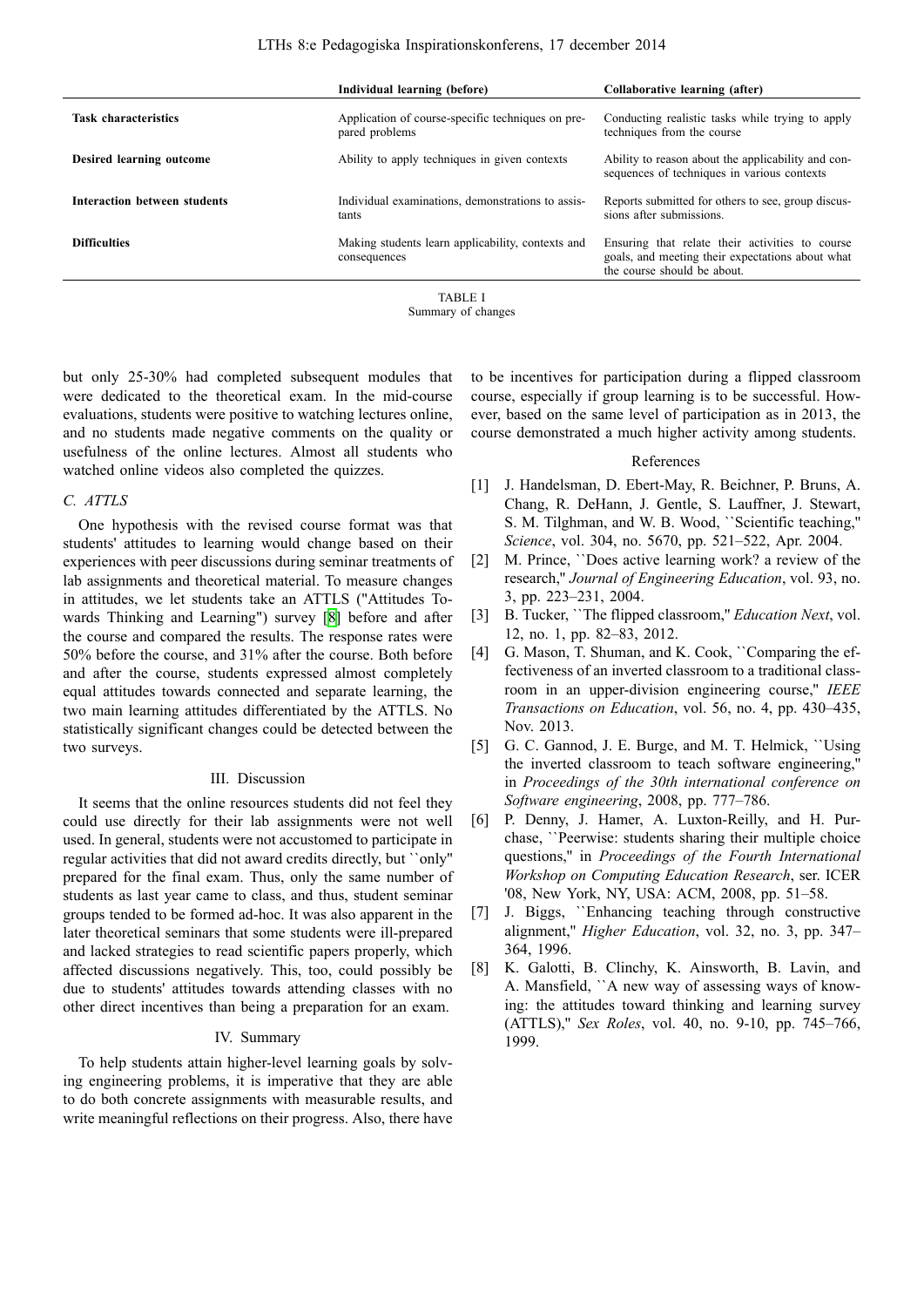| | Individual learning (before) | Collaborative learning (after) |
|---|---|---|
| **Task characteristics** | Application of course-specific techniques on prepared problems | Conducting realistic tasks while trying to apply techniques from the course |
| **Desired learning outcome** | Ability to apply techniques in given contexts | Ability to reason about the applicability and consequences of techniques in various contexts |
| **Interaction between students** | Individual examinations, demonstrations to assistants | Reports submitted for others to see, group discussions after submissions. |
| **Difficulties** | Making students learn applicability, contexts and consequences | Ensuring that relate their activities to course goals, and meeting their expectations about what the course should be about. |

TABLE I
Summary of changes

but only 25-30% had completed subsequent modules that were dedicated to the theoretical exam. In the mid-course evaluations, students were positive to watching lectures online, and no students made negative comments on the quality or usefulness of the online lectures. Almost all students who watched online videos also completed the quizzes.

### C. ATTLS

One hypothesis with the revised course format was that students' attitudes to learning would change based on their experiences with peer discussions during seminar treatments of lab assignments and theoretical material. To measure changes in attitudes, we let students take an ATTLS ("Attitudes Towards Thinking and Learning") survey [8] before and after the course and compared the results. The response rates were 50% before the course, and 31% after the course. Both before and after the course, students expressed almost completely equal attitudes towards connected and separate learning, the two main learning attitudes differentiated by the ATTLS. No statistically significant changes could be detected between the two surveys.

## III. Discussion

It seems that the online resources students did not feel they could use directly for their lab assignments were not well used. In general, students were not accustomed to participate in regular activities that did not award credits directly, but ``only'' prepared for the final exam. Thus, only the same number of students as last year came to class, and thus, student seminar groups tended to be formed ad-hoc. It was also apparent in the later theoretical seminars that some students were ill-prepared and lacked strategies to read scientific papers properly, which affected discussions negatively. This, too, could possibly be due to students' attitudes towards attending classes with no other direct incentives than being a preparation for an exam.

## IV. Summary

To help students attain higher-level learning goals by solving engineering problems, it is imperative that they are able to do both concrete assignments with measurable results, and write meaningful reflections on their progress. Also, there have to be incentives for participation during a flipped classroom course, especially if group learning is to be successful. However, based on the same level of participation as in 2013, the course demonstrated a much higher activity among students.

## References

[1] J. Handelsman, D. Ebert-May, R. Beichner, P. Bruns, A. Chang, R. DeHann, J. Gentle, S. Lauffner, J. Stewart, S. M. Tilghman, and W. B. Wood, ``Scientific teaching,'' *Science*, vol. 304, no. 5670, pp. 521–522, Apr. 2004.

[2] M. Prince, ``Does active learning work? a review of the research,'' *Journal of Engineering Education*, vol. 93, no. 3, pp. 223–231, 2004.

[3] B. Tucker, ``The flipped classroom,'' *Education Next*, vol. 12, no. 1, pp. 82–83, 2012.

[4] G. Mason, T. Shuman, and K. Cook, ``Comparing the effectiveness of an inverted classroom to a traditional classroom in an upper-division engineering course,'' *IEEE Transactions on Education*, vol. 56, no. 4, pp. 430–435, Nov. 2013.

[5] G. C. Gannod, J. E. Burge, and M. T. Helmick, ``Using the inverted classroom to teach software engineering,'' in *Proceedings of the 30th international conference on Software engineering*, 2008, pp. 777–786.

[6] P. Denny, J. Hamer, A. Luxton-Reilly, and H. Purchase, ``Peerwise: students sharing their multiple choice questions,'' in *Proceedings of the Fourth International Workshop on Computing Education Research*, ser. ICER '08, New York, NY, USA: ACM, 2008, pp. 51–58.

[7] J. Biggs, ``Enhancing teaching through constructive alignment,'' *Higher Education*, vol. 32, no. 3, pp. 347–364, 1996.

[8] K. Galotti, B. Clinchy, K. Ainsworth, B. Lavin, and A. Mansfield, ``A new way of assessing ways of knowing: the attitudes toward thinking and learning survey (ATTLS),'' *Sex Roles*, vol. 40, no. 9-10, pp. 745–766, 1999.